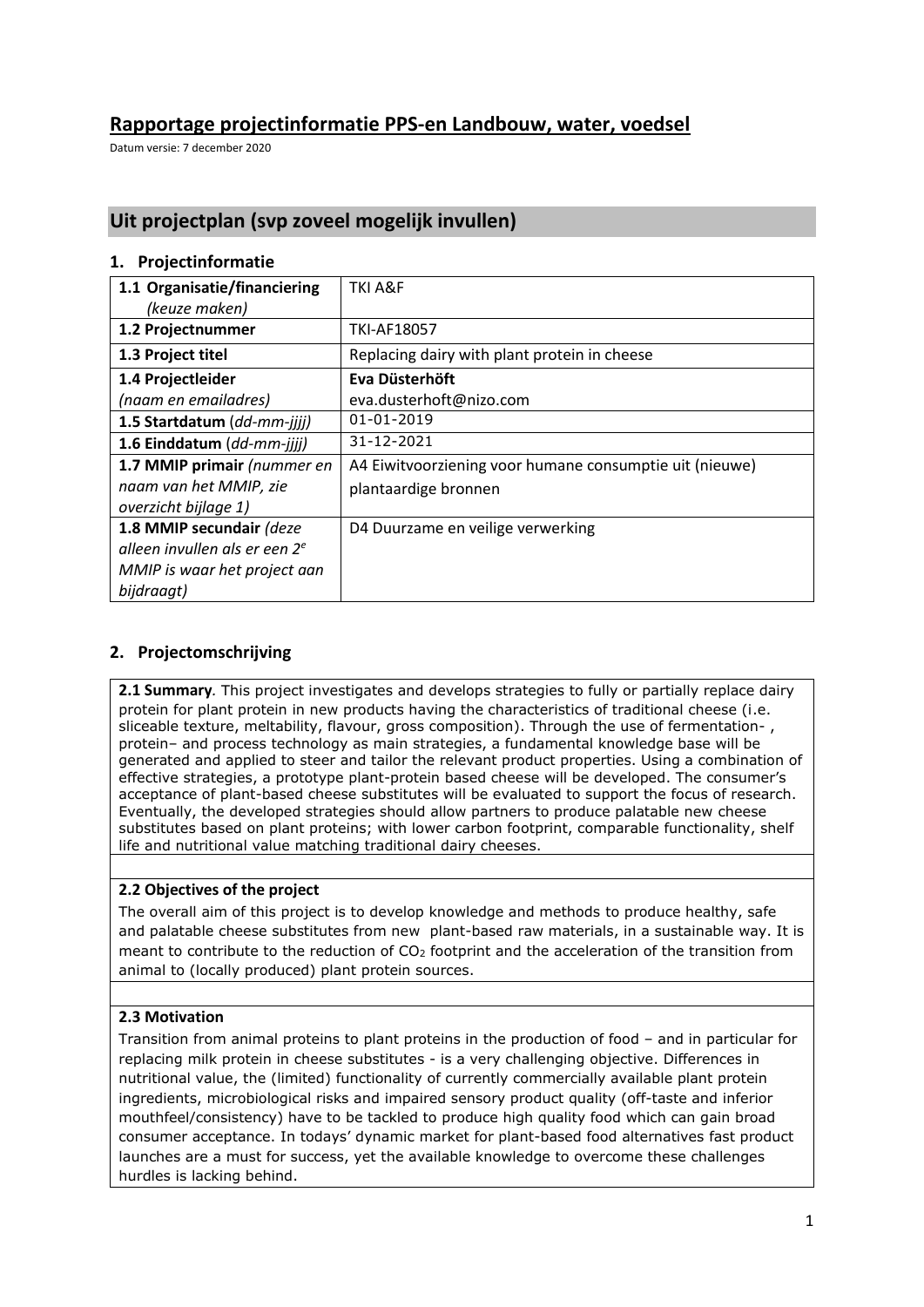# Rapportage projectinformatie PPS-en Landbouw, water, voedsel

Datum versie: 7 december 2020

## Uit projectplan (svp zoveel mogelijk invullen)

### 1. Projectinformatie

| | |
|---|---|
| **1.1 Organisatie/financiering** *(keuze maken)* | TKI A&F |
| **1.2 Projectnummer** | TKI-AF18057 |
| **1.3 Project titel** | Replacing dairy with plant protein in cheese |
| **1.4 Projectleider** *(naam en emailadres)* | **Eva Düsterhöft** eva.dusterhoft@nizo.com |
| **1.5 Startdatum** *(dd-mm-jjjj)* | 01-01-2019 |
| **1.6 Einddatum** *(dd-mm-jjjj)* | 31-12-2021 |
| **1.7 MMIP primair** *(nummer en naam van het MMIP, zie overzicht bijlage 1)* | A4 Eiwitvoorziening voor humane consumptie uit (nieuwe) plantaardige bronnen |
| **1.8 MMIP secundair** *(deze alleen invullen als er een 2e MMIP is waar het project aan bijdraagt)* | D4 Duurzame en veilige verwerking |

### 2. Projectomschrijving

**2.1 Summary***.* This project investigates and develops strategies to fully or partially replace dairy protein for plant protein in new products having the characteristics of traditional cheese (i.e. sliceable texture, meltability, flavour, gross composition). Through the use of fermentation- , protein– and process technology as main strategies, a fundamental knowledge base will be generated and applied to steer and tailor the relevant product properties. Using a combination of effective strategies, a prototype plant-protein based cheese will be developed. The consumer's acceptance of plant-based cheese substitutes will be evaluated to support the focus of research. Eventually, the developed strategies should allow partners to produce palatable new cheese substitutes based on plant proteins; with lower carbon footprint, comparable functionality, shelf life and nutritional value matching traditional dairy cheeses.

**2.2 Objectives of the project**

The overall aim of this project is to develop knowledge and methods to produce healthy, safe and palatable cheese substitutes from new plant-based raw materials, in a sustainable way. It is meant to contribute to the reduction of $CO_2$ footprint and the acceleration of the transition from animal to (locally produced) plant protein sources.

**2.3 Motivation**

Transition from animal proteins to plant proteins in the production of food – and in particular for replacing milk protein in cheese substitutes - is a very challenging objective. Differences in nutritional value, the (limited) functionality of currently commercially available plant protein ingredients, microbiological risks and impaired sensory product quality (off-taste and inferior mouthfeel/consistency) have to be tackled to produce high quality food which can gain broad consumer acceptance. In todays' dynamic market for plant-based food alternatives fast product launches are a must for success, yet the available knowledge to overcome these challenges hurdles is lacking behind.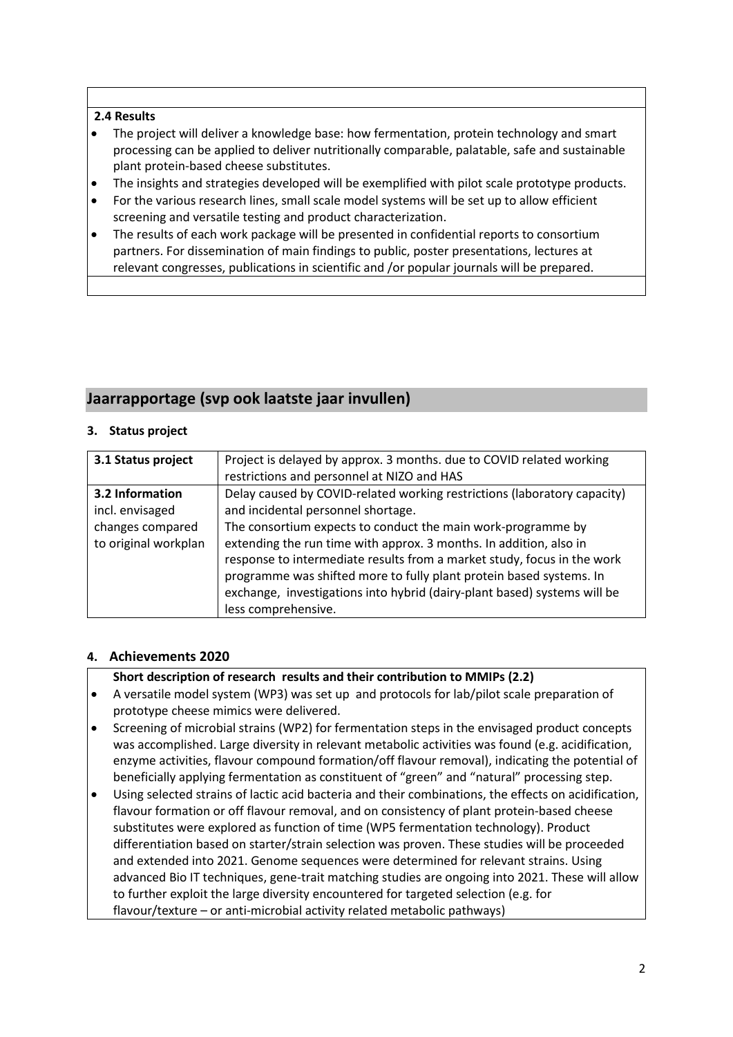**2.4 Results**

- The project will deliver a knowledge base: how fermentation, protein technology and smart processing can be applied to deliver nutritionally comparable, palatable, safe and sustainable plant protein-based cheese substitutes.
- The insights and strategies developed will be exemplified with pilot scale prototype products.
- For the various research lines, small scale model systems will be set up to allow efficient screening and versatile testing and product characterization.
- The results of each work package will be presented in confidential reports to consortium partners. For dissemination of main findings to public, poster presentations, lectures at relevant congresses, publications in scientific and /or popular journals will be prepared.

## Jaarrapportage (svp ook laatste jaar invullen)

### 3. Status project

| **3.1 Status project** | Project is delayed by approx. 3 months. due to COVID related working restrictions and personnel at NIZO and HAS |
|---|---|
| **3.2 Information** incl. envisaged changes compared to original workplan | Delay caused by COVID-related working restrictions (laboratory capacity) and incidental personnel shortage. The consortium expects to conduct the main work-programme by extending the run time with approx. 3 months. In addition, also in response to intermediate results from a market study, focus in the work programme was shifted more to fully plant protein based systems. In exchange, investigations into hybrid (dairy-plant based) systems will be less comprehensive. |

### 4. Achievements 2020

**Short description of research results and their contribution to MMIPs (2.2)**

- A versatile model system (WP3) was set up and protocols for lab/pilot scale preparation of prototype cheese mimics were delivered.
- Screening of microbial strains (WP2) for fermentation steps in the envisaged product concepts was accomplished. Large diversity in relevant metabolic activities was found (e.g. acidification, enzyme activities, flavour compound formation/off flavour removal), indicating the potential of beneficially applying fermentation as constituent of "green" and "natural" processing step.
- Using selected strains of lactic acid bacteria and their combinations, the effects on acidification, flavour formation or off flavour removal, and on consistency of plant protein-based cheese substitutes were explored as function of time (WP5 fermentation technology). Product differentiation based on starter/strain selection was proven. These studies will be proceeded and extended into 2021. Genome sequences were determined for relevant strains. Using advanced Bio IT techniques, gene-trait matching studies are ongoing into 2021. These will allow to further exploit the large diversity encountered for targeted selection (e.g. for flavour/texture – or anti-microbial activity related metabolic pathways)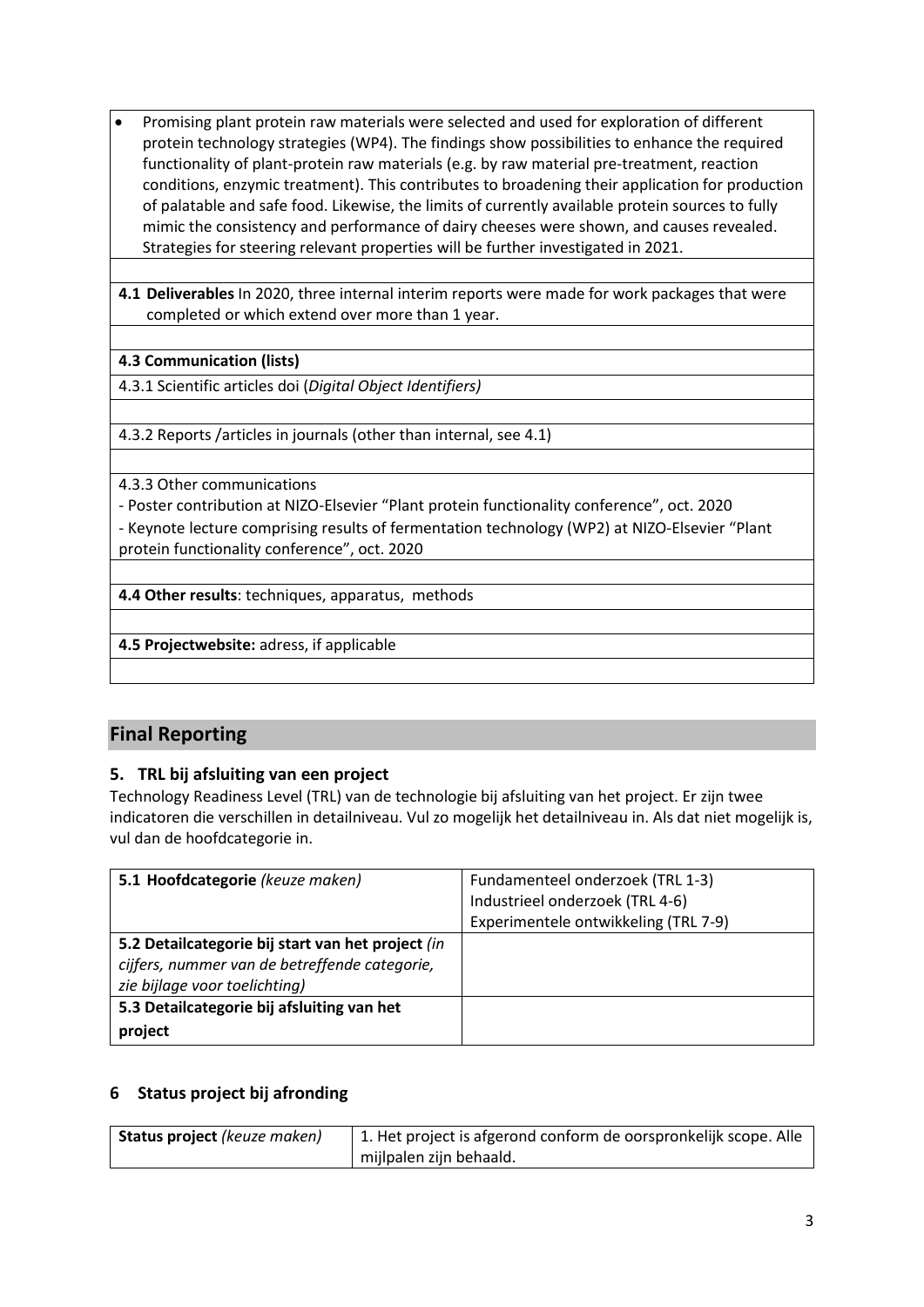- Promising plant protein raw materials were selected and used for exploration of different protein technology strategies (WP4). The findings show possibilities to enhance the required functionality of plant-protein raw materials (e.g. by raw material pre-treatment, reaction conditions, enzymic treatment). This contributes to broadening their application for production of palatable and safe food. Likewise, the limits of currently available protein sources to fully mimic the consistency and performance of dairy cheeses were shown, and causes revealed. Strategies for steering relevant properties will be further investigated in 2021.

**4.1 Deliverables** In 2020, three internal interim reports were made for work packages that were completed or which extend over more than 1 year.

**4.3 Communication (lists)**

4.3.1 Scientific articles doi (*Digital Object Identifiers)*

4.3.2 Reports /articles in journals (other than internal, see 4.1)

4.3.3 Other communications

- Poster contribution at NIZO-Elsevier "Plant protein functionality conference", oct. 2020
- Keynote lecture comprising results of fermentation technology (WP2) at NIZO-Elsevier "Plant protein functionality conference", oct. 2020

**4.4 Other results**: techniques, apparatus, methods

**4.5 Projectwebsite:** adress, if applicable

## Final Reporting

### 5. TRL bij afsluiting van een project

Technology Readiness Level (TRL) van de technologie bij afsluiting van het project. Er zijn twee indicatoren die verschillen in detailniveau. Vul zo mogelijk het detailniveau in. Als dat niet mogelijk is, vul dan de hoofdcategorie in.

| | |
|---|---|
| **5.1 Hoofdcategorie** *(keuze maken)* | Fundamenteel onderzoek (TRL 1-3)<br>Industrieel onderzoek (TRL 4-6)<br>Experimentele ontwikkeling (TRL 7-9) |
| **5.2 Detailcategorie bij start van het project** *(in cijfers, nummer van de betreffende categorie, zie bijlage voor toelichting)* | |
| **5.3 Detailcategorie bij afsluiting van het project** | |

### 6 Status project bij afronding

| | |
|---|---|
| **Status project** *(keuze maken)* | 1. Het project is afgerond conform de oorspronkelijk scope. Alle mijlpalen zijn behaald. |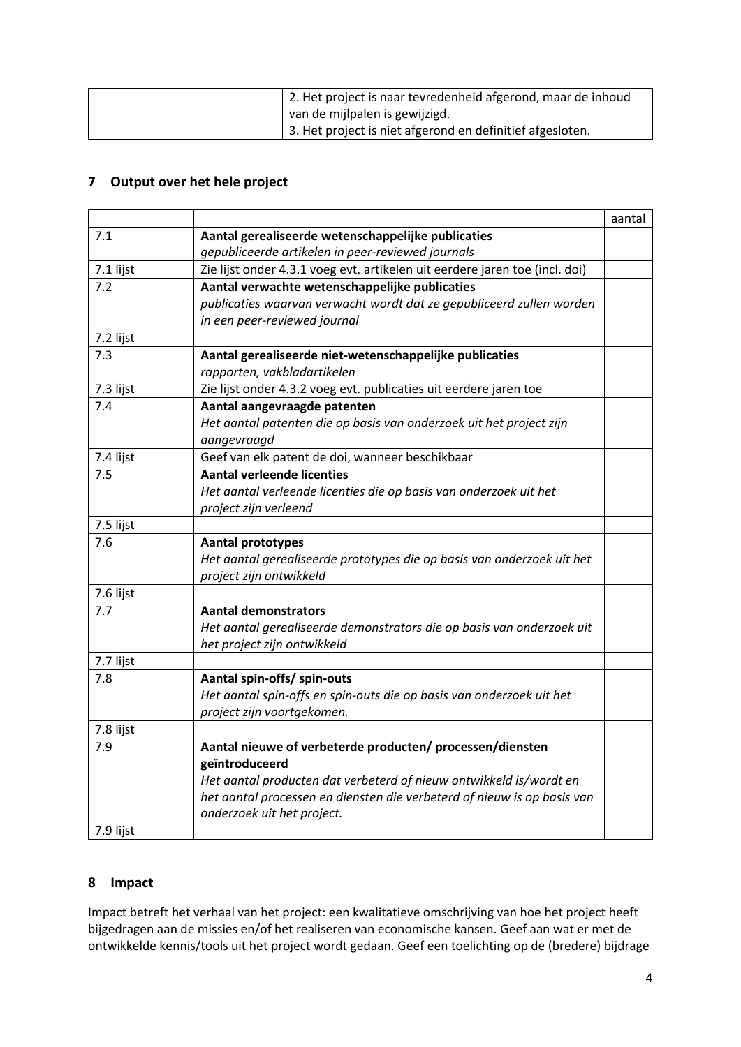| | |
|---|---|
| | 2. Het project is naar tevredenheid afgerond, maar de inhoud van de mijlpalen is gewijzigd.<br>3. Het project is niet afgerond en definitief afgesloten. |

## 7 Output over het hele project

| | | aantal |
|---|---|---|
| 7.1 | **Aantal gerealiseerde wetenschappelijke publicaties**<br>*gepubliceerde artikelen in peer-reviewed journals* | |
| 7.1 lijst | Zie lijst onder 4.3.1 voeg evt. artikelen uit eerdere jaren toe (incl. doi) | |
| 7.2 | **Aantal verwachte wetenschappelijke publicaties**<br>*publicaties waarvan verwacht wordt dat ze gepubliceerd zullen worden in een peer-reviewed journal* | |
| 7.2 lijst | | |
| 7.3 | **Aantal gerealiseerde niet-wetenschappelijke publicaties**<br>*rapporten, vakbladartikelen* | |
| 7.3 lijst | Zie lijst onder 4.3.2 voeg evt. publicaties uit eerdere jaren toe | |
| 7.4 | **Aantal aangevraagde patenten**<br>*Het aantal patenten die op basis van onderzoek uit het project zijn aangevraagd* | |
| 7.4 lijst | Geef van elk patent de doi, wanneer beschikbaar | |
| 7.5 | **Aantal verleende licenties**<br>*Het aantal verleende licenties die op basis van onderzoek uit het project zijn verleend* | |
| 7.5 lijst | | |
| 7.6 | **Aantal prototypes**<br>*Het aantal gerealiseerde prototypes die op basis van onderzoek uit het project zijn ontwikkeld* | |
| 7.6 lijst | | |
| 7.7 | **Aantal demonstrators**<br>*Het aantal gerealiseerde demonstrators die op basis van onderzoek uit het project zijn ontwikkeld* | |
| 7.7 lijst | | |
| 7.8 | **Aantal spin-offs/ spin-outs**<br>*Het aantal spin-offs en spin-outs die op basis van onderzoek uit het project zijn voortgekomen.* | |
| 7.8 lijst | | |
| 7.9 | **Aantal nieuwe of verbeterde producten/ processen/diensten geïntroduceerd**<br>*Het aantal producten dat verbeterd of nieuw ontwikkeld is/wordt en het aantal processen en diensten die verbeterd of nieuw is op basis van onderzoek uit het project.* | |
| 7.9 lijst | | |

## 8 Impact

Impact betreft het verhaal van het project: een kwalitatieve omschrijving van hoe het project heeft bijgedragen aan de missies en/of het realiseren van economische kansen. Geef aan wat er met de ontwikkelde kennis/tools uit het project wordt gedaan. Geef een toelichting op de (bredere) bijdrage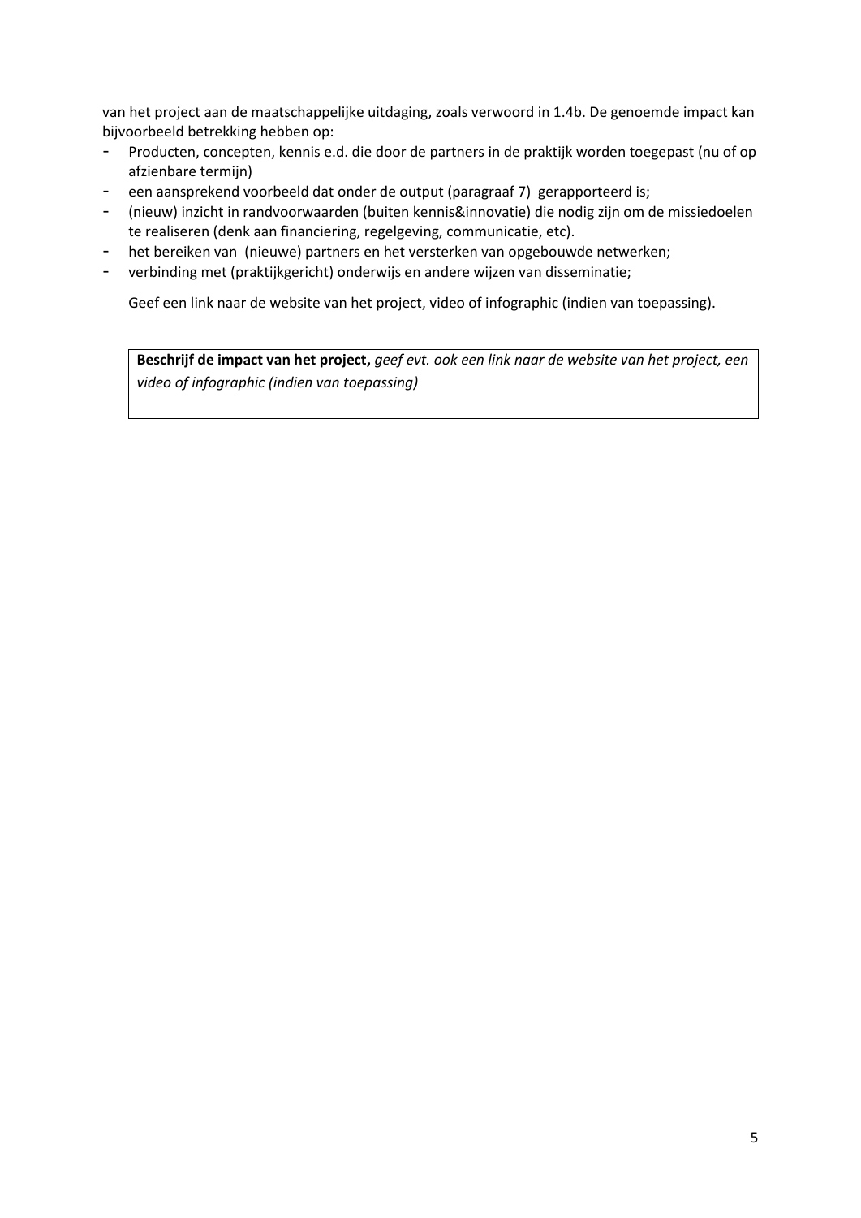van het project aan de maatschappelijke uitdaging, zoals verwoord in 1.4b. De genoemde impact kan bijvoorbeeld betrekking hebben op:

- Producten, concepten, kennis e.d. die door de partners in de praktijk worden toegepast (nu of op afzienbare termijn)
- een aansprekend voorbeeld dat onder de output (paragraaf 7) gerapporteerd is;
- (nieuw) inzicht in randvoorwaarden (buiten kennis&innovatie) die nodig zijn om de missiedoelen te realiseren (denk aan financiering, regelgeving, communicatie, etc).
- het bereiken van (nieuwe) partners en het versterken van opgebouwde netwerken;
- verbinding met (praktijkgericht) onderwijs en andere wijzen van disseminatie;

Geef een link naar de website van het project, video of infographic (indien van toepassing).

| **Beschrijf de impact van het project,** *geef evt. ook een link naar de website van het project, een video of infographic (indien van toepassing)* |
| --- |
| |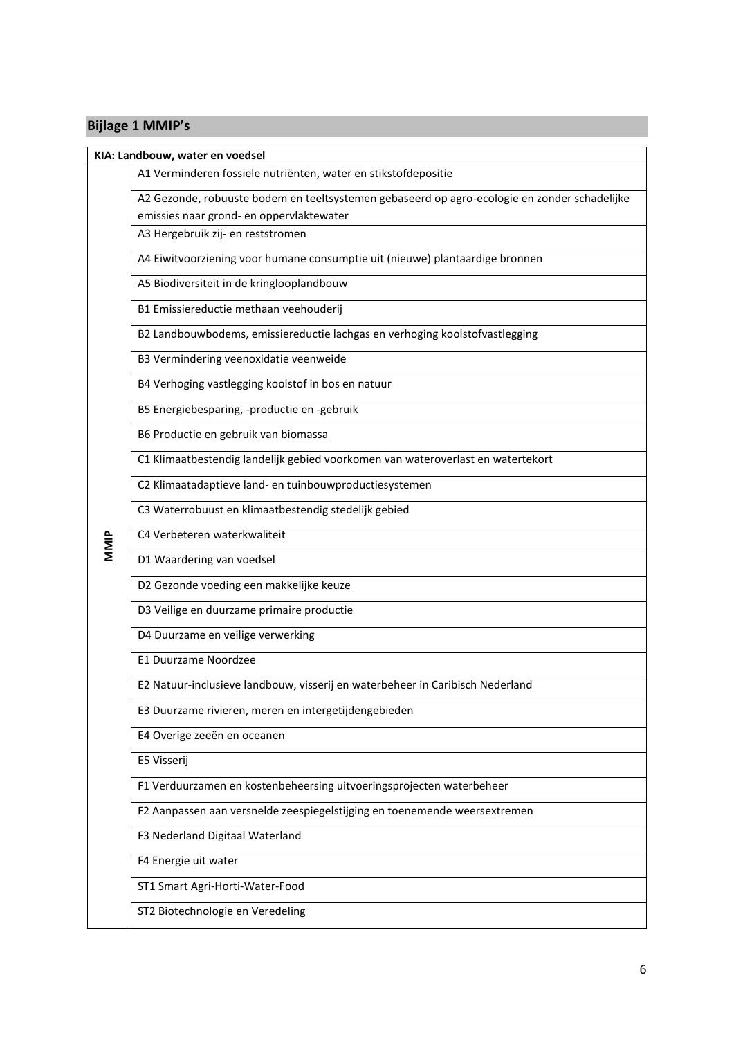## Bijlage 1 MMIP's

| KIA: Landbouw, water en voedsel | |
|---|---|
| MMIP | A1 Verminderen fossiele nutriënten, water en stikstofdepositie |
| | A2 Gezonde, robuuste bodem en teeltsystemen gebaseerd op agro-ecologie en zonder schadelijke emissies naar grond- en oppervlaktewater |
| | A3 Hergebruik zij- en reststromen |
| | A4 Eiwitvoorziening voor humane consumptie uit (nieuwe) plantaardige bronnen |
| | A5 Biodiversiteit in de kringlooplandbouw |
| | B1 Emissiereductie methaan veehouderij |
| | B2 Landbouwbodems, emissiereductie lachgas en verhoging koolstofvastlegging |
| | B3 Vermindering veenoxidatie veenweide |
| | B4 Verhoging vastlegging koolstof in bos en natuur |
| | B5 Energiebesparing, -productie en -gebruik |
| | B6 Productie en gebruik van biomassa |
| | C1 Klimaatbestendig landelijk gebied voorkomen van wateroverlast en watertekort |
| | C2 Klimaatadaptieve land- en tuinbouwproductiesystemen |
| | C3 Waterrobuust en klimaatbestendig stedelijk gebied |
| | C4 Verbeteren waterkwaliteit |
| | D1 Waardering van voedsel |
| | D2 Gezonde voeding een makkelijke keuze |
| | D3 Veilige en duurzame primaire productie |
| | D4 Duurzame en veilige verwerking |
| | E1 Duurzame Noordzee |
| | E2 Natuur-inclusieve landbouw, visserij en waterbeheer in Caribisch Nederland |
| | E3 Duurzame rivieren, meren en intergetijdengebieden |
| | E4 Overige zeeën en oceanen |
| | E5 Visserij |
| | F1 Verduurzamen en kostenbeheersing uitvoeringsprojecten waterbeheer |
| | F2 Aanpassen aan versnelde zeespiegelstijging en toenemende weersextremen |
| | F3 Nederland Digitaal Waterland |
| | F4 Energie uit water |
| | ST1 Smart Agri-Horti-Water-Food |
| | ST2 Biotechnologie en Veredeling |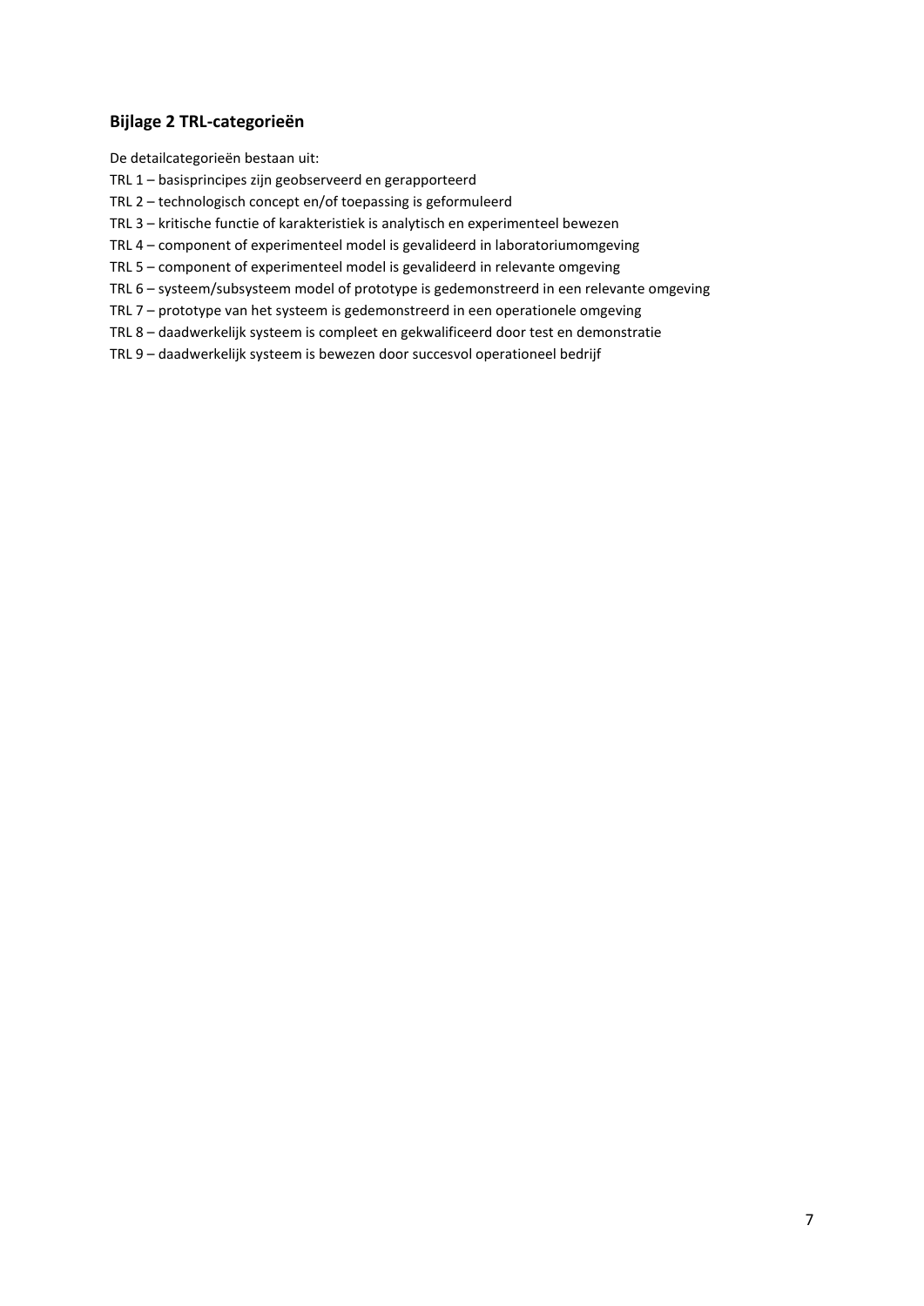## Bijlage 2 TRL-categorieën

De detailcategorieën bestaan uit:

TRL 1 – basisprincipes zijn geobserveerd en gerapporteerd

TRL 2 – technologisch concept en/of toepassing is geformuleerd

TRL 3 – kritische functie of karakteristiek is analytisch en experimenteel bewezen

TRL 4 – component of experimenteel model is gevalideerd in laboratoriumomgeving

TRL 5 – component of experimenteel model is gevalideerd in relevante omgeving

TRL 6 – systeem/subsysteem model of prototype is gedemonstreerd in een relevante omgeving

TRL 7 – prototype van het systeem is gedemonstreerd in een operationele omgeving

TRL 8 – daadwerkelijk systeem is compleet en gekwalificeerd door test en demonstratie

TRL 9 – daadwerkelijk systeem is bewezen door succesvol operationeel bedrijf